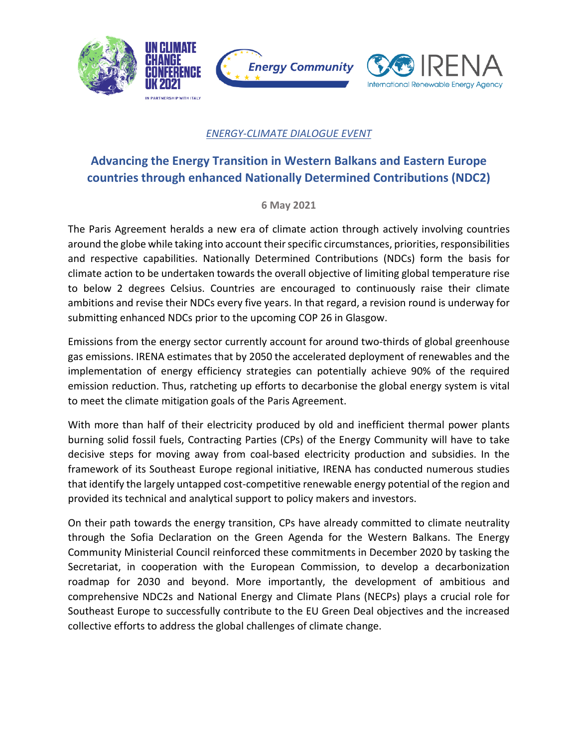*ENERGY-CLIMATE DIALOGUE EVENT*

# Advancing the Energy Transition in Western Balkans and Eastern Europe countries through enhanced Nationally Determined Contributions (NDC2)

**6 May 2021**

The Paris Agreement heralds a new era of climate action through actively involving countries around the globe while taking into account their specific circumstances, priorities, responsibilities and respective capabilities. Nationally Determined Contributions (NDCs) form the basis for climate action to be undertaken towards the overall objective of limiting global temperature rise to below 2 degrees Celsius. Countries are encouraged to continuously raise their climate ambitions and revise their NDCs every five years. In that regard, a revision round is underway for submitting enhanced NDCs prior to the upcoming COP 26 in Glasgow.

Emissions from the energy sector currently account for around two-thirds of global greenhouse gas emissions. IRENA estimates that by 2050 the accelerated deployment of renewables and the implementation of energy efficiency strategies can potentially achieve 90% of the required emission reduction. Thus, ratcheting up efforts to decarbonise the global energy system is vital to meet the climate mitigation goals of the Paris Agreement.

With more than half of their electricity produced by old and inefficient thermal power plants burning solid fossil fuels, Contracting Parties (CPs) of the Energy Community will have to take decisive steps for moving away from coal-based electricity production and subsidies. In the framework of its Southeast Europe regional initiative, IRENA has conducted numerous studies that identify the largely untapped cost-competitive renewable energy potential of the region and provided its technical and analytical support to policy makers and investors.

On their path towards the energy transition, CPs have already committed to climate neutrality through the Sofia Declaration on the Green Agenda for the Western Balkans. The Energy Community Ministerial Council reinforced these commitments in December 2020 by tasking the Secretariat, in cooperation with the European Commission, to develop a decarbonization roadmap for 2030 and beyond. More importantly, the development of ambitious and comprehensive NDC2s and National Energy and Climate Plans (NECPs) plays a crucial role for Southeast Europe to successfully contribute to the EU Green Deal objectives and the increased collective efforts to address the global challenges of climate change.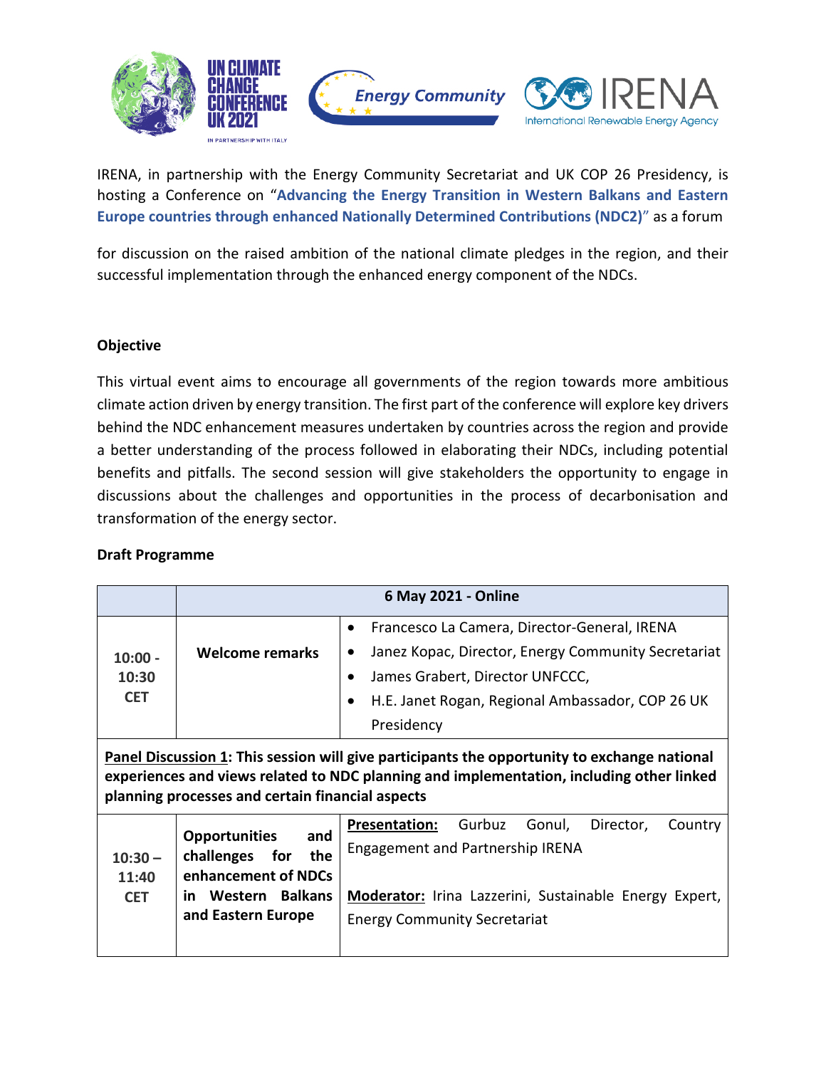IRENA, in partnership with the Energy Community Secretariat and UK COP 26 Presidency, is hosting a Conference on "**Advancing the Energy Transition in Western Balkans and Eastern Europe countries through enhanced Nationally Determined Contributions (NDC2)**" as a forum

for discussion on the raised ambition of the national climate pledges in the region, and their successful implementation through the enhanced energy component of the NDCs.

**Objective**

This virtual event aims to encourage all governments of the region towards more ambitious climate action driven by energy transition. The first part of the conference will explore key drivers behind the NDC enhancement measures undertaken by countries across the region and provide a better understanding of the process followed in elaborating their NDCs, including potential benefits and pitfalls. The second session will give stakeholders the opportunity to engage in discussions about the challenges and opportunities in the process of decarbonisation and transformation of the energy sector.

**Draft Programme**

| | **6 May 2021 - Online** | |
|---|---|---|
| **10:00 - 10:30 CET** | **Welcome remarks** | • Francesco La Camera, Director-General, IRENA<br>• Janez Kopac, Director, Energy Community Secretariat<br>• James Grabert, Director UNFCCC,<br>• H.E. Janet Rogan, Regional Ambassador, COP 26 UK Presidency |
| **Panel Discussion 1: This session will give participants the opportunity to exchange national experiences and views related to NDC planning and implementation, including other linked planning processes and certain financial aspects** | | |
| **10:30 – 11:40 CET** | **Opportunities and challenges for the enhancement of NDCs in Western Balkans and Eastern Europe** | **Presentation:** Gurbuz Gonul, Director, Country Engagement and Partnership IRENA<br><br>**Moderator:** Irina Lazzerini, Sustainable Energy Expert, Energy Community Secretariat |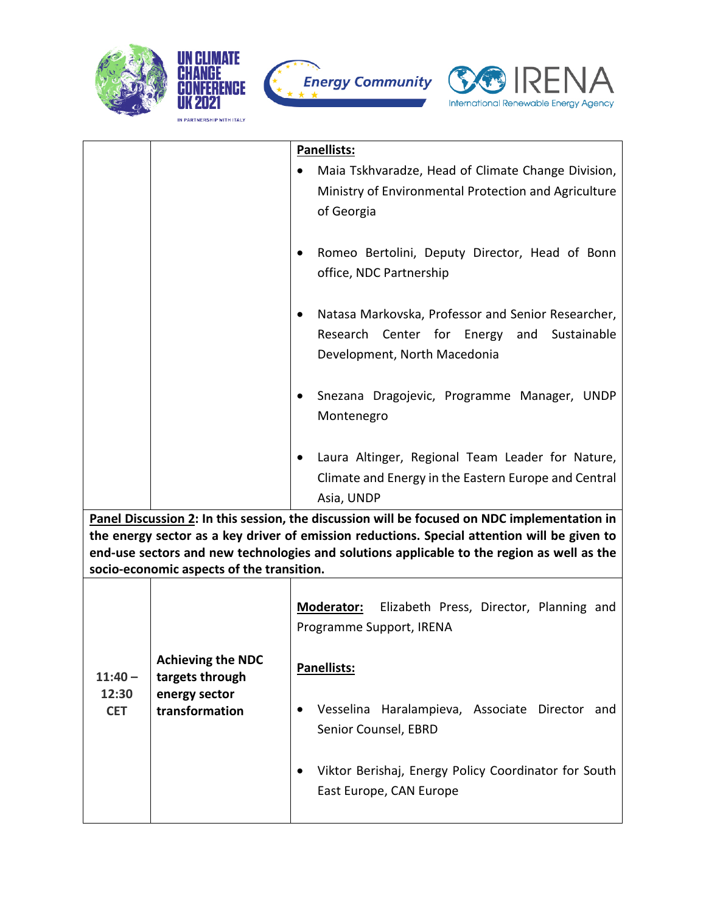| | | |
|---|---|---|
| | | **Panellists:**<br>• Maia Tskhvaradze, Head of Climate Change Division, Ministry of Environmental Protection and Agriculture of Georgia<br>• Romeo Bertolini, Deputy Director, Head of Bonn office, NDC Partnership<br>• Natasa Markovska, Professor and Senior Researcher, Research Center for Energy and Sustainable Development, North Macedonia<br>• Snezana Dragojevic, Programme Manager, UNDP Montenegro<br>• Laura Altinger, Regional Team Leader for Nature, Climate and Energy in the Eastern Europe and Central Asia, UNDP |
| **Panel Discussion 2: In this session, the discussion will be focused on NDC implementation in the energy sector as a key driver of emission reductions. Special attention will be given to end-use sectors and new technologies and solutions applicable to the region as well as the socio-economic aspects of the transition.** | | |
| **11:40 – 12:30 CET** | **Achieving the NDC targets through energy sector transformation** | **Moderator:** Elizabeth Press, Director, Planning and Programme Support, IRENA<br><br>**Panellists:**<br>• Vesselina Haralampieva, Associate Director and Senior Counsel, EBRD<br>• Viktor Berishaj, Energy Policy Coordinator for South East Europe, CAN Europe |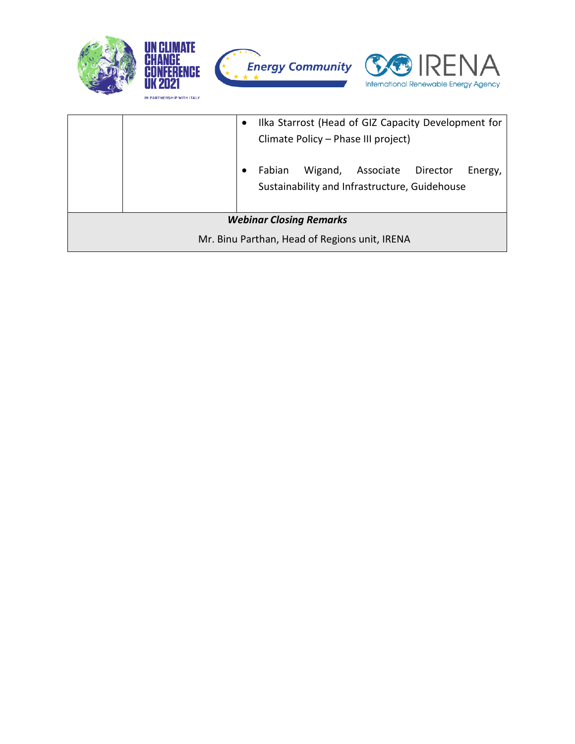| | | |
|---|---|---|
| | | • Ilka Starrost (Head of GIZ Capacity Development for Climate Policy – Phase III project)<br><br>• Fabian Wigand, Associate Director Energy, Sustainability and Infrastructure, Guidehouse |
| ***Webinar Closing Remarks***<br>Mr. Binu Parthan, Head of Regions unit, IRENA | | |